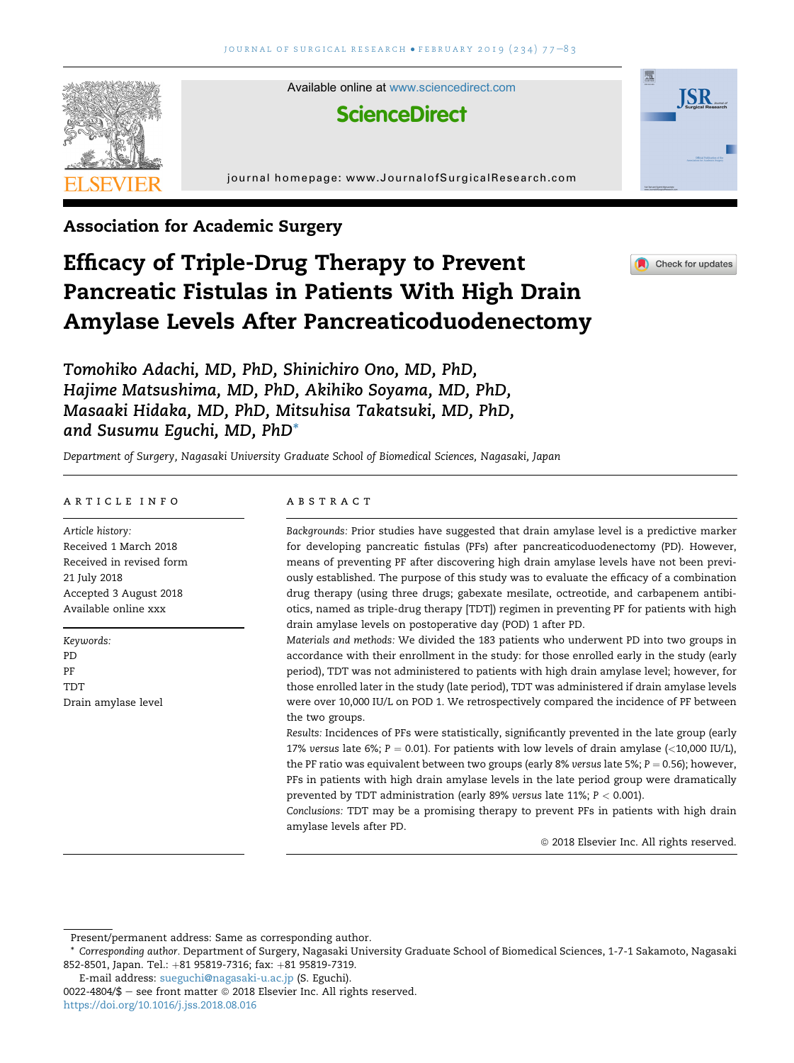Association for Academic Surgery

# Efficacy of Triple-Drug Therapy to Prevent Pancreatic Fistulas in Patients With High Drain Amylase Levels After Pancreaticoduodenectomy

*Tomohiko Adachi, MD, PhD, Shinichiro Ono, MD, PhD, Hajime Matsushima, MD, PhD, Akihiko Soyama, MD, PhD, Masaaki Hidaka, MD, PhD, Mitsuhisa Takatsuki, MD, PhD, and Susumu Eguchi, MD, PhD*[*]

*Department of Surgery, Nagasaki University Graduate School of Biomedical Sciences, Nagasaki, Japan*

## ARTICLE INFO

*Article history:*
Received 1 March 2018
Received in revised form 21 July 2018
Accepted 3 August 2018
Available online xxx

*Keywords:*
PD
PF
TDT
Drain amylase level

## ABSTRACT

*Backgrounds:* Prior studies have suggested that drain amylase level is a predictive marker for developing pancreatic fistulas (PFs) after pancreaticoduodenectomy (PD). However, means of preventing PF after discovering high drain amylase levels have not been previously established. The purpose of this study was to evaluate the efficacy of a combination drug therapy (using three drugs; gabexate mesilate, octreotide, and carbapenem antibiotics, named as triple-drug therapy [TDT]) regimen in preventing PF for patients with high drain amylase levels on postoperative day (POD) 1 after PD.

*Materials and methods:* We divided the 183 patients who underwent PD into two groups in accordance with their enrollment in the study: for those enrolled early in the study (early period), TDT was not administered to patients with high drain amylase level; however, for those enrolled later in the study (late period), TDT was administered if drain amylase levels were over 10,000 IU/L on POD 1. We retrospectively compared the incidence of PF between the two groups.

*Results:* Incidences of PFs were statistically, significantly prevented in the late group (early 17% *versus* late 6%; $P = 0.01$). For patients with low levels of drain amylase (<10,000 IU/L), the PF ratio was equivalent between two groups (early 8% *versus* late 5%; $P = 0.56$); however, PFs in patients with high drain amylase levels in the late period group were dramatically prevented by TDT administration (early 89% *versus* late 11%; $P < 0.001$).

*Conclusions:* TDT may be a promising therapy to prevent PFs in patients with high drain amylase levels after PD.

© 2018 Elsevier Inc. All rights reserved.

---

Present/permanent address: Same as corresponding author.

[*] *Corresponding author.* Department of Surgery, Nagasaki University Graduate School of Biomedical Sciences, 1-7-1 Sakamoto, Nagasaki 852-8501, Japan. Tel.: +81 95819-7316; fax: +81 95819-7319.

E-mail address: sueguchi@nagasaki-u.ac.jp (S. Eguchi).

0022-4804/$ – see front matter © 2018 Elsevier Inc. All rights reserved.
https://doi.org/10.1016/j.jss.2018.08.016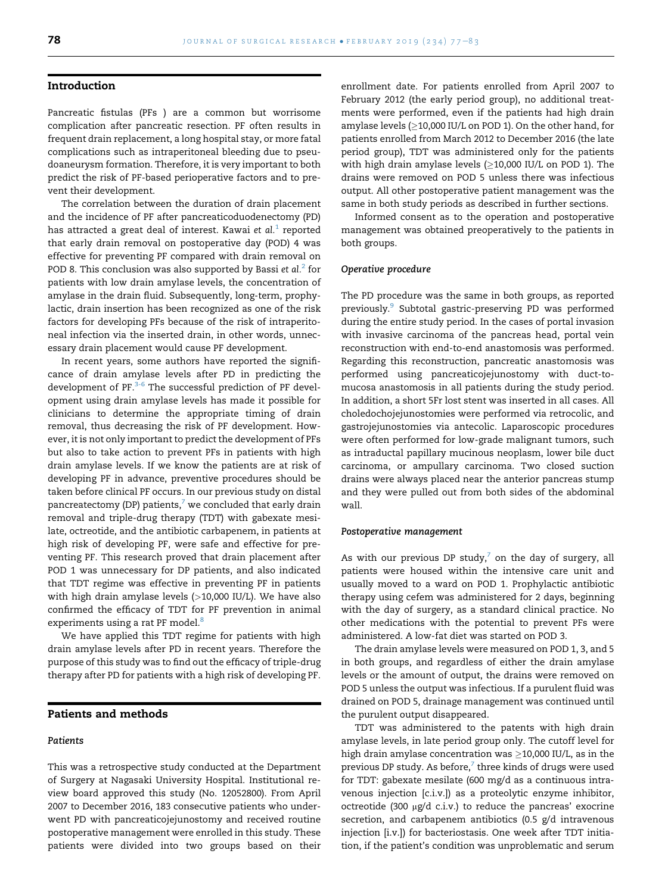## Introduction

Pancreatic fistulas (PFs ) are a common but worrisome complication after pancreatic resection. PF often results in frequent drain replacement, a long hospital stay, or more fatal complications such as intraperitoneal bleeding due to pseudoaneurysm formation. Therefore, it is very important to both predict the risk of PF-based perioperative factors and to prevent their development.

The correlation between the duration of drain placement and the incidence of PF after pancreaticoduodenectomy (PD) has attracted a great deal of interest. Kawai *et al.*[1] reported that early drain removal on postoperative day (POD) 4 was effective for preventing PF compared with drain removal on POD 8. This conclusion was also supported by Bassi *et al*.[2] for patients with low drain amylase levels, the concentration of amylase in the drain fluid. Subsequently, long-term, prophylactic, drain insertion has been recognized as one of the risk factors for developing PFs because of the risk of intraperitoneal infection via the inserted drain, in other words, unnecessary drain placement would cause PF development.

In recent years, some authors have reported the significance of drain amylase levels after PD in predicting the development of PF.[3-6] The successful prediction of PF development using drain amylase levels has made it possible for clinicians to determine the appropriate timing of drain removal, thus decreasing the risk of PF development. However, it is not only important to predict the development of PFs but also to take action to prevent PFs in patients with high drain amylase levels. If we know the patients are at risk of developing PF in advance, preventive procedures should be taken before clinical PF occurs. In our previous study on distal pancreatectomy (DP) patients,[7] we concluded that early drain removal and triple-drug therapy (TDT) with gabexate mesilate, octreotide, and the antibiotic carbapenem, in patients at high risk of developing PF, were safe and effective for preventing PF. This research proved that drain placement after POD 1 was unnecessary for DP patients, and also indicated that TDT regime was effective in preventing PF in patients with high drain amylase levels (>10,000 IU/L). We have also confirmed the efficacy of TDT for PF prevention in animal experiments using a rat PF model.[8]

We have applied this TDT regime for patients with high drain amylase levels after PD in recent years. Therefore the purpose of this study was to find out the efficacy of triple-drug therapy after PD for patients with a high risk of developing PF.

## Patients and methods

### Patients

This was a retrospective study conducted at the Department of Surgery at Nagasaki University Hospital. Institutional review board approved this study (No. 12052800). From April 2007 to December 2016, 183 consecutive patients who underwent PD with pancreaticojejunostomy and received routine postoperative management were enrolled in this study. These patients were divided into two groups based on their enrollment date. For patients enrolled from April 2007 to February 2012 (the early period group), no additional treatments were performed, even if the patients had high drain amylase levels (≥10,000 IU/L on POD 1). On the other hand, for patients enrolled from March 2012 to December 2016 (the late period group), TDT was administered only for the patients with high drain amylase levels (≥10,000 IU/L on POD 1). The drains were removed on POD 5 unless there was infectious output. All other postoperative patient management was the same in both study periods as described in further sections.

Informed consent as to the operation and postoperative management was obtained preoperatively to the patients in both groups.

### Operative procedure

The PD procedure was the same in both groups, as reported previously.[9] Subtotal gastric-preserving PD was performed during the entire study period. In the cases of portal invasion with invasive carcinoma of the pancreas head, portal vein reconstruction with end-to-end anastomosis was performed. Regarding this reconstruction, pancreatic anastomosis was performed using pancreaticojejunostomy with duct-to-mucosa anastomosis in all patients during the study period. In addition, a short 5Fr lost stent was inserted in all cases. All choledochojejunostomies were performed via retrocolic, and gastrojejunostomies via antecolic. Laparoscopic procedures were often performed for low-grade malignant tumors, such as intraductal papillary mucinous neoplasm, lower bile duct carcinoma, or ampullary carcinoma. Two closed suction drains were always placed near the anterior pancreas stump and they were pulled out from both sides of the abdominal wall.

### Postoperative management

As with our previous DP study,[7] on the day of surgery, all patients were housed within the intensive care unit and usually moved to a ward on POD 1. Prophylactic antibiotic therapy using cefem was administered for 2 days, beginning with the day of surgery, as a standard clinical practice. No other medications with the potential to prevent PFs were administered. A low-fat diet was started on POD 3.

The drain amylase levels were measured on POD 1, 3, and 5 in both groups, and regardless of either the drain amylase levels or the amount of output, the drains were removed on POD 5 unless the output was infectious. If a purulent fluid was drained on POD 5, drainage management was continued until the purulent output disappeared.

TDT was administered to the patents with high drain amylase levels, in late period group only. The cutoff level for high drain amylase concentration was ≥10,000 IU/L, as in the previous DP study. As before,[7] three kinds of drugs were used for TDT: gabexate mesilate (600 mg/d as a continuous intravenous injection [c.i.v.]) as a proteolytic enzyme inhibitor, octreotide (300 μg/d c.i.v.) to reduce the pancreas' exocrine secretion, and carbapenem antibiotics (0.5 g/d intravenous injection [i.v.]) for bacteriostasis. One week after TDT initiation, if the patient's condition was unproblematic and serum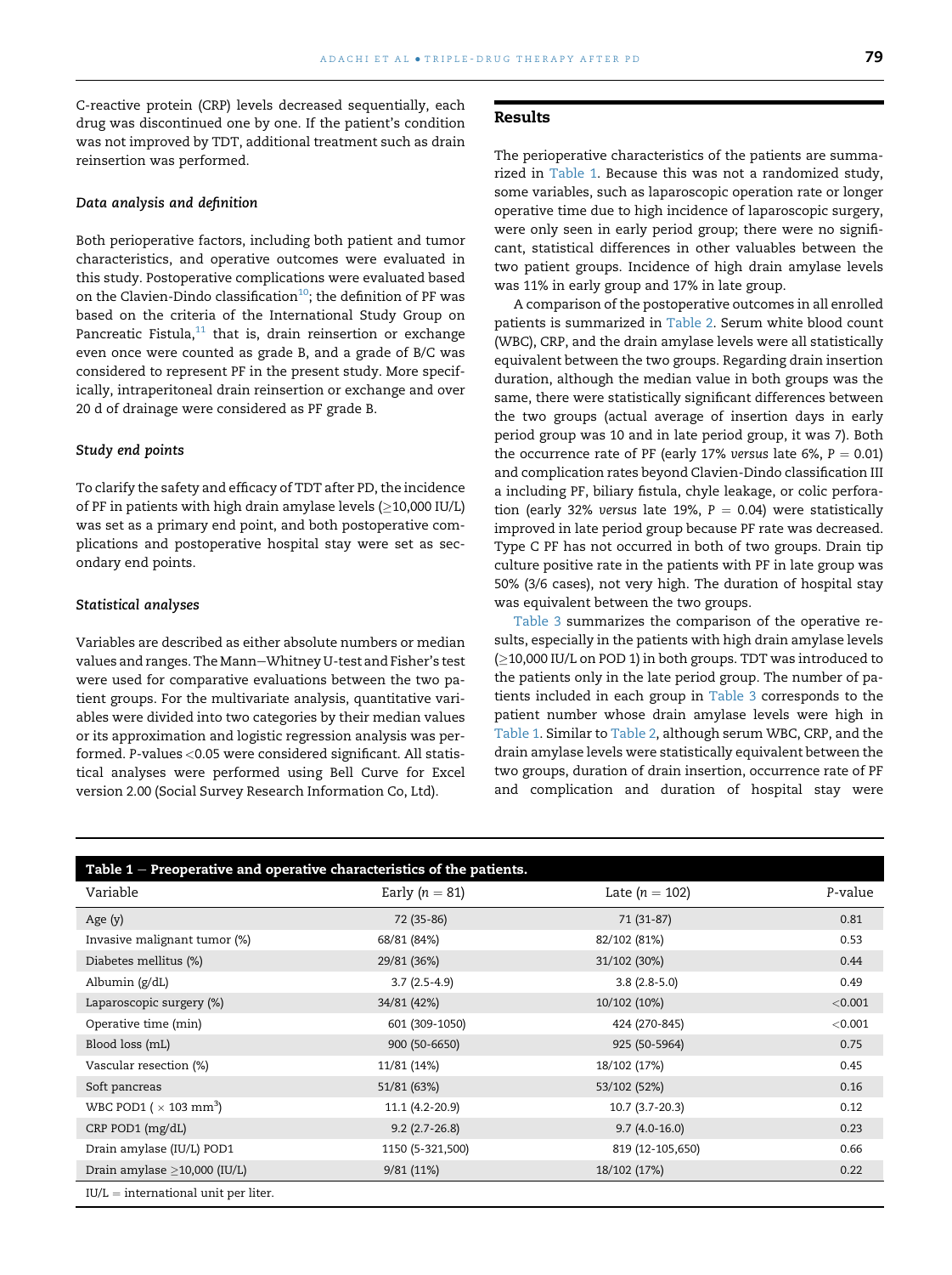C-reactive protein (CRP) levels decreased sequentially, each drug was discontinued one by one. If the patient's condition was not improved by TDT, additional treatment such as drain reinsertion was performed.

### Data analysis and definition

Both perioperative factors, including both patient and tumor characteristics, and operative outcomes were evaluated in this study. Postoperative complications were evaluated based on the Clavien-Dindo classification[10]; the definition of PF was based on the criteria of the International Study Group on Pancreatic Fistula,[11] that is, drain reinsertion or exchange even once were counted as grade B, and a grade of B/C was considered to represent PF in the present study. More specifically, intraperitoneal drain reinsertion or exchange and over 20 d of drainage were considered as PF grade B.

### Study end points

To clarify the safety and efficacy of TDT after PD, the incidence of PF in patients with high drain amylase levels (≥10,000 IU/L) was set as a primary end point, and both postoperative complications and postoperative hospital stay were set as secondary end points.

### Statistical analyses

Variables are described as either absolute numbers or median values and ranges. The Mann−Whitney U-test and Fisher's test were used for comparative evaluations between the two patient groups. For the multivariate analysis, quantitative variables were divided into two categories by their median values or its approximation and logistic regression analysis was performed. P-values <0.05 were considered significant. All statistical analyses were performed using Bell Curve for Excel version 2.00 (Social Survey Research Information Co, Ltd).

## Results

The perioperative characteristics of the patients are summarized in Table 1. Because this was not a randomized study, some variables, such as laparoscopic operation rate or longer operative time due to high incidence of laparoscopic surgery, were only seen in early period group; there were no significant, statistical differences in other valuables between the two patient groups. Incidence of high drain amylase levels was 11% in early group and 17% in late group.

A comparison of the postoperative outcomes in all enrolled patients is summarized in Table 2. Serum white blood count (WBC), CRP, and the drain amylase levels were all statistically equivalent between the two groups. Regarding drain insertion duration, although the median value in both groups was the same, there were statistically significant differences between the two groups (actual average of insertion days in early period group was 10 and in late period group, it was 7). Both the occurrence rate of PF (early 17% *versus* late 6%, $P = 0.01$) and complication rates beyond Clavien-Dindo classification III a including PF, biliary fistula, chyle leakage, or colic perforation (early 32% *versus* late 19%, $P = 0.04$) were statistically improved in late period group because PF rate was decreased. Type C PF has not occurred in both of two groups. Drain tip culture positive rate in the patients with PF in late group was 50% (3/6 cases), not very high. The duration of hospital stay was equivalent between the two groups.

Table 3 summarizes the comparison of the operative results, especially in the patients with high drain amylase levels (≥10,000 IU/L on POD 1) in both groups. TDT was introduced to the patients only in the late period group. The number of patients included in each group in Table 3 corresponds to the patient number whose drain amylase levels were high in Table 1. Similar to Table 2, although serum WBC, CRP, and the drain amylase levels were statistically equivalent between the two groups, duration of drain insertion, occurrence rate of PF and complication and duration of hospital stay were

**Table 1 − Preoperative and operative characteristics of the patients.**

| Variable | Early ($n = 81$) | Late ($n = 102$) | P-value |
|---|---|---|---|
| Age (y) | 72 (35-86) | 71 (31-87) | 0.81 |
| Invasive malignant tumor (%) | 68/81 (84%) | 82/102 (81%) | 0.53 |
| Diabetes mellitus (%) | 29/81 (36%) | 31/102 (30%) | 0.44 |
| Albumin (g/dL) | 3.7 (2.5-4.9) | 3.8 (2.8-5.0) | 0.49 |
| Laparoscopic surgery (%) | 34/81 (42%) | 10/102 (10%) | <0.001 |
| Operative time (min) | 601 (309-1050) | 424 (270-845) | <0.001 |
| Blood loss (mL) | 900 (50-6650) | 925 (50-5964) | 0.75 |
| Vascular resection (%) | 11/81 (14%) | 18/102 (17%) | 0.45 |
| Soft pancreas | 51/81 (63%) | 53/102 (52%) | 0.16 |
| WBC POD1 ($\times$ 103 $mm^3$) | 11.1 (4.2-20.9) | 10.7 (3.7-20.3) | 0.12 |
| CRP POD1 (mg/dL) | 9.2 (2.7-26.8) | 9.7 (4.0-16.0) | 0.23 |
| Drain amylase (IU/L) POD1 | 1150 (5-321,500) | 819 (12-105,650) | 0.66 |
| Drain amylase ≥10,000 (IU/L) | 9/81 (11%) | 18/102 (17%) | 0.22 |

IU/L = international unit per liter.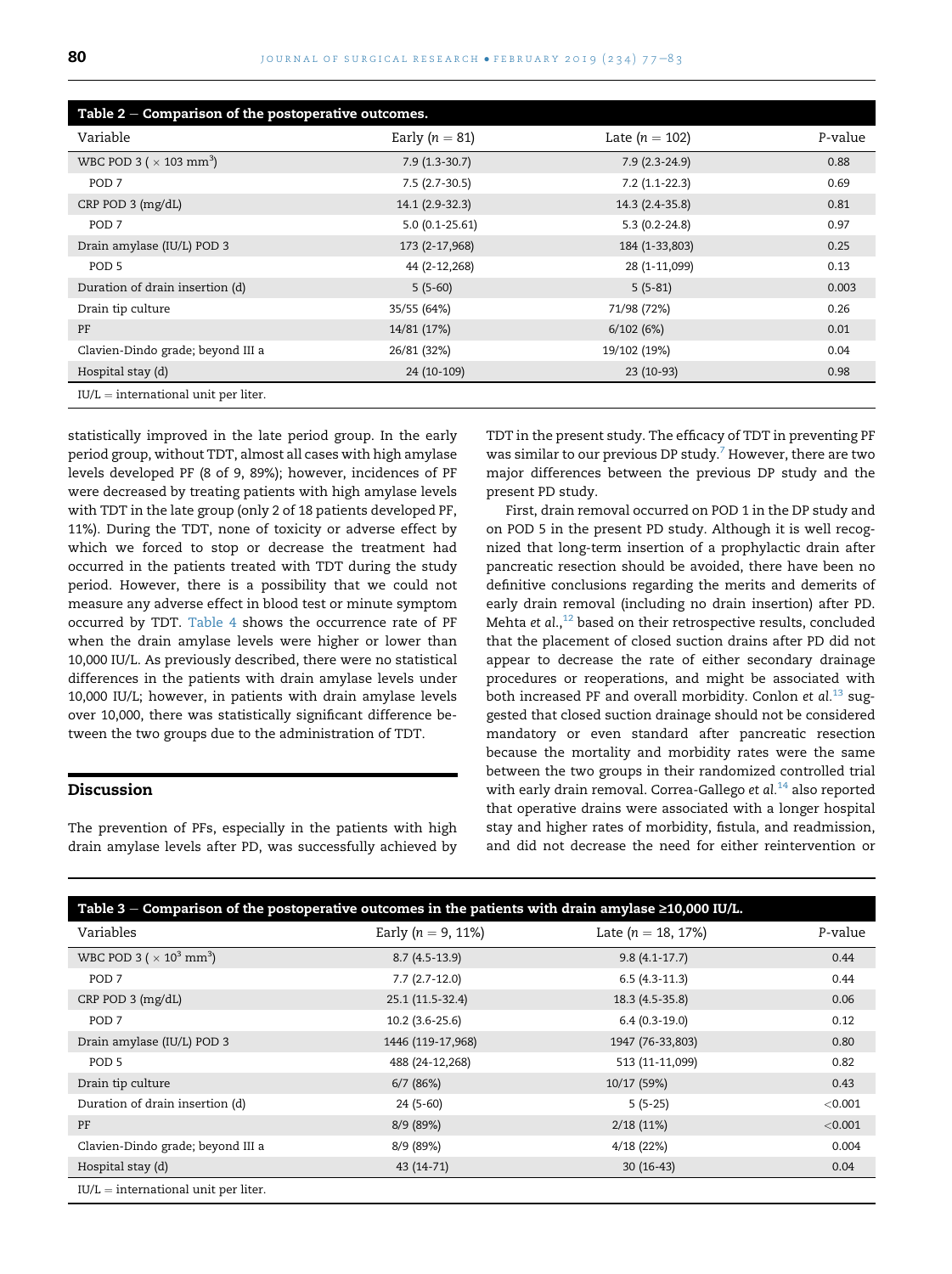**Table 2 – Comparison of the postoperative outcomes.**

| Variable | Early ($n = 81$) | Late ($n = 102$) | P-value |
|---|---|---|---|
| WBC POD 3 ( $\times$ 103 $mm^3$) | 7.9 (1.3-30.7) | 7.9 (2.3-24.9) | 0.88 |
| POD 7 | 7.5 (2.7-30.5) | 7.2 (1.1-22.3) | 0.69 |
| CRP POD 3 (mg/dL) | 14.1 (2.9-32.3) | 14.3 (2.4-35.8) | 0.81 |
| POD 7 | 5.0 (0.1-25.61) | 5.3 (0.2-24.8) | 0.97 |
| Drain amylase (IU/L) POD 3 | 173 (2-17,968) | 184 (1-33,803) | 0.25 |
| POD 5 | 44 (2-12,268) | 28 (1-11,099) | 0.13 |
| Duration of drain insertion (d) | 5 (5-60) | 5 (5-81) | 0.003 |
| Drain tip culture | 35/55 (64%) | 71/98 (72%) | 0.26 |
| PF | 14/81 (17%) | 6/102 (6%) | 0.01 |
| Clavien-Dindo grade; beyond III a | 26/81 (32%) | 19/102 (19%) | 0.04 |
| Hospital stay (d) | 24 (10-109) | 23 (10-93) | 0.98 |

IU/L = international unit per liter.

statistically improved in the late period group. In the early period group, without TDT, almost all cases with high amylase levels developed PF (8 of 9, 89%); however, incidences of PF were decreased by treating patients with high amylase levels with TDT in the late group (only 2 of 18 patients developed PF, 11%). During the TDT, none of toxicity or adverse effect by which we forced to stop or decrease the treatment had occurred in the patients treated with TDT during the study period. However, there is a possibility that we could not measure any adverse effect in blood test or minute symptom occurred by TDT. Table 4 shows the occurrence rate of PF when the drain amylase levels were higher or lower than 10,000 IU/L. As previously described, there were no statistical differences in the patients with drain amylase levels under 10,000 IU/L; however, in patients with drain amylase levels over 10,000, there was statistically significant difference between the two groups due to the administration of TDT.

## Discussion

The prevention of PFs, especially in the patients with high drain amylase levels after PD, was successfully achieved by TDT in the present study. The efficacy of TDT in preventing PF was similar to our previous DP study.[7] However, there are two major differences between the previous DP study and the present PD study.

First, drain removal occurred on POD 1 in the DP study and on POD 5 in the present PD study. Although it is well recognized that long-term insertion of a prophylactic drain after pancreatic resection should be avoided, there have been no definitive conclusions regarding the merits and demerits of early drain removal (including no drain insertion) after PD. Mehta *et al.*,[12] based on their retrospective results, concluded that the placement of closed suction drains after PD did not appear to decrease the rate of either secondary drainage procedures or reoperations, and might be associated with both increased PF and overall morbidity. Conlon *et al.*[13] suggested that closed suction drainage should not be considered mandatory or even standard after pancreatic resection because the mortality and morbidity rates were the same between the two groups in their randomized controlled trial with early drain removal. Correa-Gallego *et al.*[14] also reported that operative drains were associated with a longer hospital stay and higher rates of morbidity, fistula, and readmission, and did not decrease the need for either reintervention or

**Table 3 – Comparison of the postoperative outcomes in the patients with drain amylase ≥10,000 IU/L.**

| Variables | Early ($n = 9$, 11%) | Late ($n = 18$, 17%) | P-value |
|---|---|---|---|
| WBC POD 3 ( $\times 10^3$ $mm^3$) | 8.7 (4.5-13.9) | 9.8 (4.1-17.7) | 0.44 |
| POD 7 | 7.7 (2.7-12.0) | 6.5 (4.3-11.3) | 0.44 |
| CRP POD 3 (mg/dL) | 25.1 (11.5-32.4) | 18.3 (4.5-35.8) | 0.06 |
| POD 7 | 10.2 (3.6-25.6) | 6.4 (0.3-19.0) | 0.12 |
| Drain amylase (IU/L) POD 3 | 1446 (119-17,968) | 1947 (76-33,803) | 0.80 |
| POD 5 | 488 (24-12,268) | 513 (11-11,099) | 0.82 |
| Drain tip culture | 6/7 (86%) | 10/17 (59%) | 0.43 |
| Duration of drain insertion (d) | 24 (5-60) | 5 (5-25) | <0.001 |
| PF | 8/9 (89%) | 2/18 (11%) | <0.001 |
| Clavien-Dindo grade; beyond III a | 8/9 (89%) | 4/18 (22%) | 0.004 |
| Hospital stay (d) | 43 (14-71) | 30 (16-43) | 0.04 |

IU/L = international unit per liter.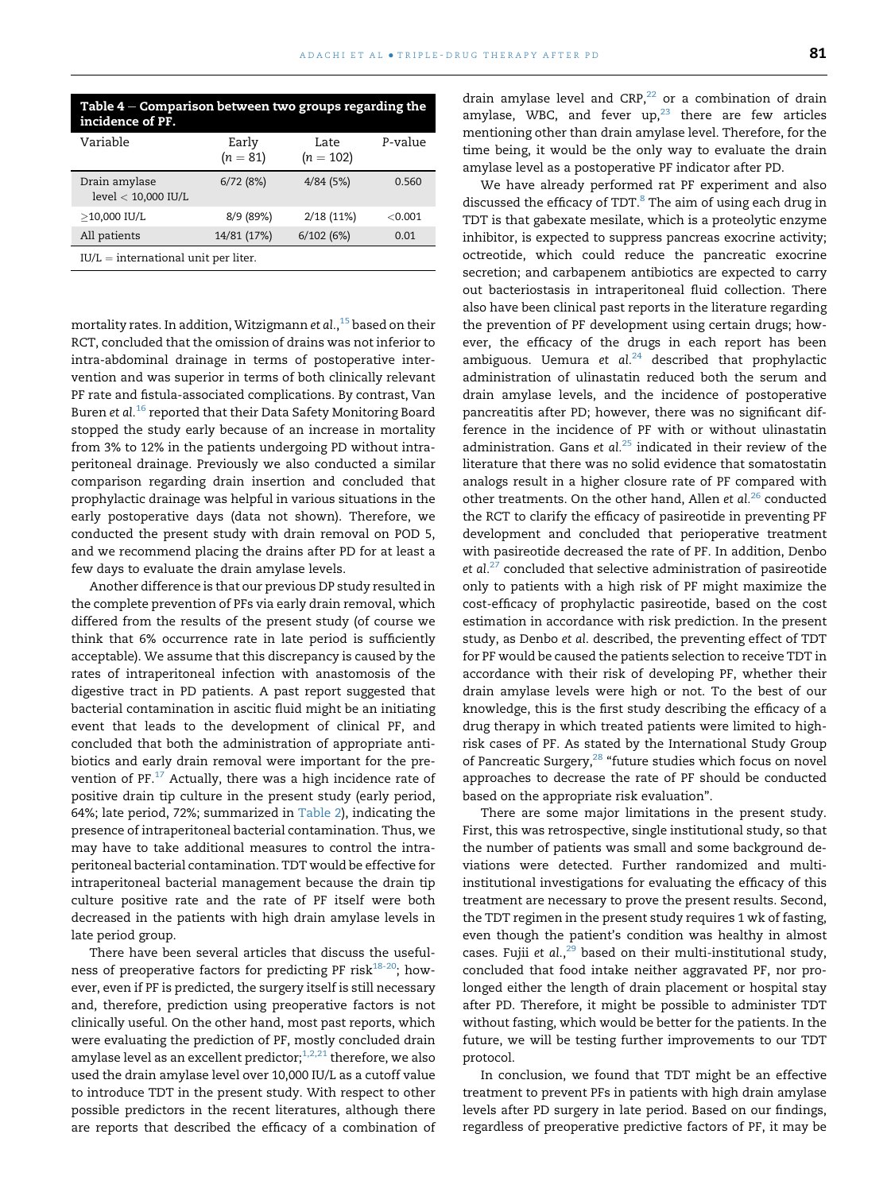**Table 4 – Comparison between two groups regarding the incidence of PF.**

| Variable | Early ($n = 81$) | Late ($n = 102$) | P-value |
|---|---|---|---|
| Drain amylase level < 10,000 IU/L | 6/72 (8%) | 4/84 (5%) | 0.560 |
| ≥10,000 IU/L | 8/9 (89%) | 2/18 (11%) | <0.001 |
| All patients | 14/81 (17%) | 6/102 (6%) | 0.01 |

IU/L = international unit per liter.

mortality rates. In addition, Witzigmann *et al.*,[15] based on their RCT, concluded that the omission of drains was not inferior to intra-abdominal drainage in terms of postoperative intervention and was superior in terms of both clinically relevant PF rate and fistula-associated complications. By contrast, Van Buren *et al.*[16] reported that their Data Safety Monitoring Board stopped the study early because of an increase in mortality from 3% to 12% in the patients undergoing PD without intraperitoneal drainage. Previously we also conducted a similar comparison regarding drain insertion and concluded that prophylactic drainage was helpful in various situations in the early postoperative days (data not shown). Therefore, we conducted the present study with drain removal on POD 5, and we recommend placing the drains after PD for at least a few days to evaluate the drain amylase levels.

Another difference is that our previous DP study resulted in the complete prevention of PFs via early drain removal, which differed from the results of the present study (of course we think that 6% occurrence rate in late period is sufficiently acceptable). We assume that this discrepancy is caused by the rates of intraperitoneal infection with anastomosis of the digestive tract in PD patients. A past report suggested that bacterial contamination in ascitic fluid might be an initiating event that leads to the development of clinical PF, and concluded that both the administration of appropriate antibiotics and early drain removal were important for the prevention of PF.[17] Actually, there was a high incidence rate of positive drain tip culture in the present study (early period, 64%; late period, 72%; summarized in Table 2), indicating the presence of intraperitoneal bacterial contamination. Thus, we may have to take additional measures to control the intraperitoneal bacterial contamination. TDT would be effective for intraperitoneal bacterial management because the drain tip culture positive rate and the rate of PF itself were both decreased in the patients with high drain amylase levels in late period group.

There have been several articles that discuss the usefulness of preoperative factors for predicting PF risk[18-20]; however, even if PF is predicted, the surgery itself is still necessary and, therefore, prediction using preoperative factors is not clinically useful. On the other hand, most past reports, which were evaluating the prediction of PF, mostly concluded drain amylase level as an excellent predictor;[1,2,21] therefore, we also used the drain amylase level over 10,000 IU/L as a cutoff value to introduce TDT in the present study. With respect to other possible predictors in the recent literatures, although there are reports that described the efficacy of a combination of drain amylase level and CRP,[22] or a combination of drain amylase, WBC, and fever up,[23] there are few articles mentioning other than drain amylase level. Therefore, for the time being, it would be the only way to evaluate the drain amylase level as a postoperative PF indicator after PD.

We have already performed rat PF experiment and also discussed the efficacy of TDT.[8] The aim of using each drug in TDT is that gabexate mesilate, which is a proteolytic enzyme inhibitor, is expected to suppress pancreas exocrine activity; octreotide, which could reduce the pancreatic exocrine secretion; and carbapenem antibiotics are expected to carry out bacteriostasis in intraperitoneal fluid collection. There also have been clinical past reports in the literature regarding the prevention of PF development using certain drugs; however, the efficacy of the drugs in each report has been ambiguous. Uemura *et al.*[24] described that prophylactic administration of ulinastatin reduced both the serum and drain amylase levels, and the incidence of postoperative pancreatitis after PD; however, there was no significant difference in the incidence of PF with or without ulinastatin administration. Gans *et al.*[25] indicated in their review of the literature that there was no solid evidence that somatostatin analogs result in a higher closure rate of PF compared with other treatments. On the other hand, Allen *et al.*[26] conducted the RCT to clarify the efficacy of pasireotide in preventing PF development and concluded that perioperative treatment with pasireotide decreased the rate of PF. In addition, Denbo *et al.*[27] concluded that selective administration of pasireotide only to patients with a high risk of PF might maximize the cost-efficacy of prophylactic pasireotide, based on the cost estimation in accordance with risk prediction. In the present study, as Denbo *et al.* described, the preventing effect of TDT for PF would be caused the patients selection to receive TDT in accordance with their risk of developing PF, whether their drain amylase levels were high or not. To the best of our knowledge, this is the first study describing the efficacy of a drug therapy in which treated patients were limited to high-risk cases of PF. As stated by the International Study Group of Pancreatic Surgery,[28] "future studies which focus on novel approaches to decrease the rate of PF should be conducted based on the appropriate risk evaluation".

There are some major limitations in the present study. First, this was retrospective, single institutional study, so that the number of patients was small and some background deviations were detected. Further randomized and multi-institutional investigations for evaluating the efficacy of this treatment are necessary to prove the present results. Second, the TDT regimen in the present study requires 1 wk of fasting, even though the patient's condition was healthy in almost cases. Fujii *et al.*,[29] based on their multi-institutional study, concluded that food intake neither aggravated PF, nor prolonged either the length of drain placement or hospital stay after PD. Therefore, it might be possible to administer TDT without fasting, which would be better for the patients. In the future, we will be testing further improvements to our TDT protocol.

In conclusion, we found that TDT might be an effective treatment to prevent PFs in patients with high drain amylase levels after PD surgery in late period. Based on our findings, regardless of preoperative predictive factors of PF, it may be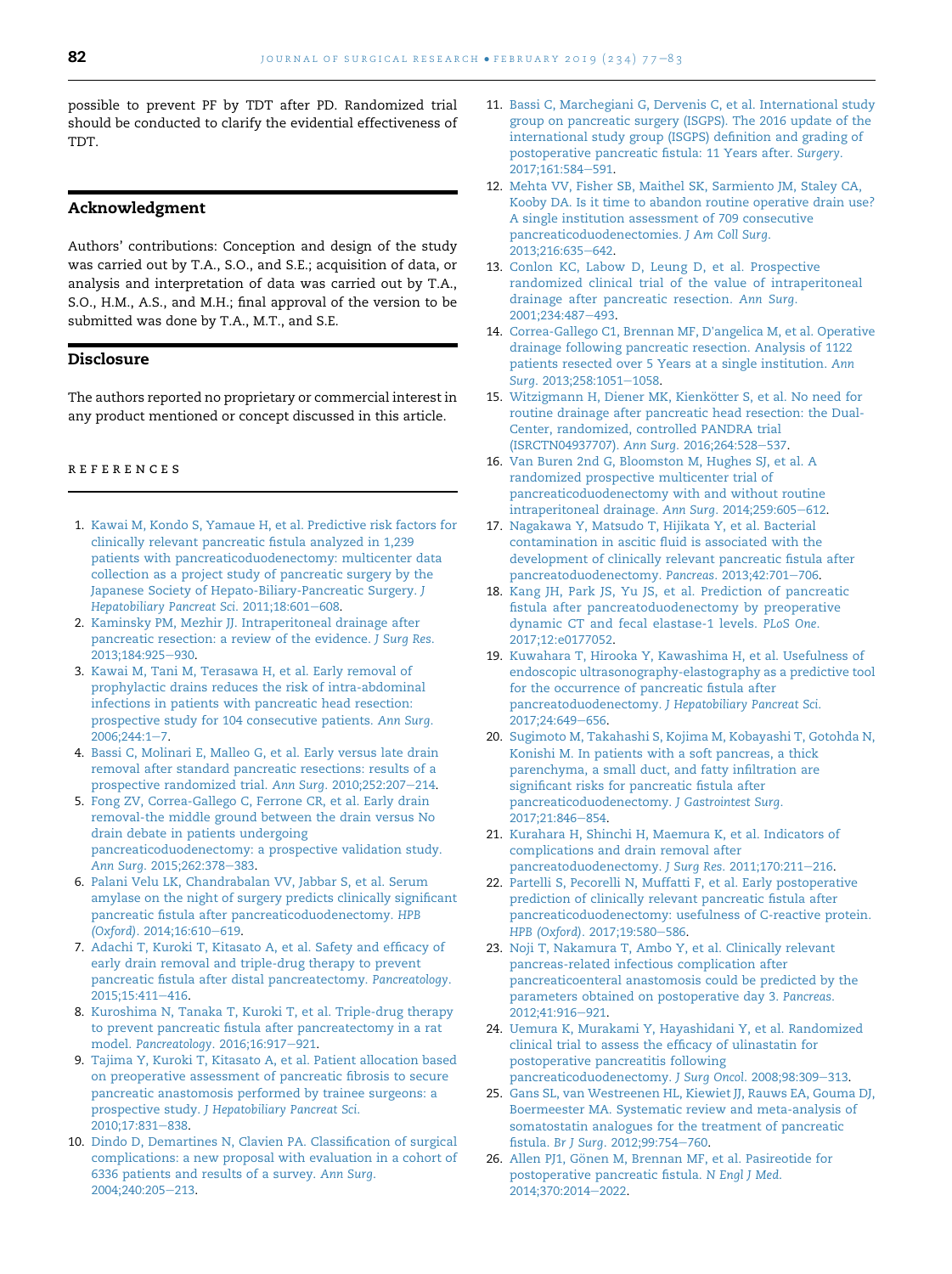possible to prevent PF by TDT after PD. Randomized trial should be conducted to clarify the evidential effectiveness of TDT.

## Acknowledgment

Authors' contributions: Conception and design of the study was carried out by T.A., S.O., and S.E.; acquisition of data, or analysis and interpretation of data was carried out by T.A., S.O., H.M., A.S., and M.H.; final approval of the version to be submitted was done by T.A., M.T., and S.E.

## Disclosure

The authors reported no proprietary or commercial interest in any product mentioned or concept discussed in this article.

## REFERENCES

1. Kawai M, Kondo S, Yamaue H, et al. Predictive risk factors for clinically relevant pancreatic fistula analyzed in 1,239 patients with pancreaticoduodenectomy: multicenter data collection as a project study of pancreatic surgery by the Japanese Society of Hepato-Biliary-Pancreatic Surgery. *J Hepatobiliary Pancreat Sci*. 2011;18:601–608.
2. Kaminsky PM, Mezhir JJ. Intraperitoneal drainage after pancreatic resection: a review of the evidence. *J Surg Res*. 2013;184:925–930.
3. Kawai M, Tani M, Terasawa H, et al. Early removal of prophylactic drains reduces the risk of intra-abdominal infections in patients with pancreatic head resection: prospective study for 104 consecutive patients. *Ann Surg*. 2006;244:1–7.
4. Bassi C, Molinari E, Malleo G, et al. Early versus late drain removal after standard pancreatic resections: results of a prospective randomized trial. *Ann Surg*. 2010;252:207–214.
5. Fong ZV, Correa-Gallego C, Ferrone CR, et al. Early drain removal-the middle ground between the drain versus No drain debate in patients undergoing pancreaticoduodenectomy: a prospective validation study. *Ann Surg*. 2015;262:378–383.
6. Palani Velu LK, Chandrabalan VV, Jabbar S, et al. Serum amylase on the night of surgery predicts clinically significant pancreatic fistula after pancreaticoduodenectomy. *HPB (Oxford)*. 2014;16:610–619.
7. Adachi T, Kuroki T, Kitasato A, et al. Safety and efficacy of early drain removal and triple-drug therapy to prevent pancreatic fistula after distal pancreatectomy. *Pancreatology*. 2015;15:411–416.
8. Kuroshima N, Tanaka T, Kuroki T, et al. Triple-drug therapy to prevent pancreatic fistula after pancreatectomy in a rat model. *Pancreatology*. 2016;16:917–921.
9. Tajima Y, Kuroki T, Kitasato A, et al. Patient allocation based on preoperative assessment of pancreatic fibrosis to secure pancreatic anastomosis performed by trainee surgeons: a prospective study. *J Hepatobiliary Pancreat Sci*. 2010;17:831–838.
10. Dindo D, Demartines N, Clavien PA. Classification of surgical complications: a new proposal with evaluation in a cohort of 6336 patients and results of a survey. *Ann Surg*. 2004;240:205–213.
11. Bassi C, Marchegiani G, Dervenis C, et al. International study group on pancreatic surgery (ISGPS). The 2016 update of the international study group (ISGPS) definition and grading of postoperative pancreatic fistula: 11 Years after. *Surgery*. 2017;161:584–591.
12. Mehta VV, Fisher SB, Maithel SK, Sarmiento JM, Staley CA, Kooby DA. Is it time to abandon routine operative drain use? A single institution assessment of 709 consecutive pancreaticoduodenectomies. *J Am Coll Surg*. 2013;216:635–642.
13. Conlon KC, Labow D, Leung D, et al. Prospective randomized clinical trial of the value of intraperitoneal drainage after pancreatic resection. *Ann Surg*. 2001;234:487–493.
14. Correa-Gallego C1, Brennan MF, D'angelica M, et al. Operative drainage following pancreatic resection. Analysis of 1122 patients resected over 5 Years at a single institution. *Ann Surg*. 2013;258:1051–1058.
15. Witzigmann H, Diener MK, Kienkötter S, et al. No need for routine drainage after pancreatic head resection: the Dual-Center, randomized, controlled PANDRA trial (ISRCTN04937707). *Ann Surg*. 2016;264:528–537.
16. Van Buren 2nd G, Bloomston M, Hughes SJ, et al. A randomized prospective multicenter trial of pancreaticoduodenectomy with and without routine intraperitoneal drainage. *Ann Surg*. 2014;259:605–612.
17. Nagakawa Y, Matsudo T, Hijikata Y, et al. Bacterial contamination in ascitic fluid is associated with the development of clinically relevant pancreatic fistula after pancreatoduodenectomy. *Pancreas*. 2013;42:701–706.
18. Kang JH, Park JS, Yu JS, et al. Prediction of pancreatic fistula after pancreatoduodenectomy by preoperative dynamic CT and fecal elastase-1 levels. *PLoS One*. 2017;12:e0177052.
19. Kuwahara T, Hirooka Y, Kawashima H, et al. Usefulness of endoscopic ultrasonography-elastography as a predictive tool for the occurrence of pancreatic fistula after pancreatoduodenectomy. *J Hepatobiliary Pancreat Sci*. 2017;24:649–656.
20. Sugimoto M, Takahashi S, Kojima M, Kobayashi T, Gotohda N, Konishi M. In patients with a soft pancreas, a thick parenchyma, a small duct, and fatty infiltration are significant risks for pancreatic fistula after pancreaticoduodenectomy. *J Gastrointest Surg*. 2017;21:846–854.
21. Kurahara H, Shinchi H, Maemura K, et al. Indicators of complications and drain removal after pancreatoduodenectomy. *J Surg Res*. 2011;170:211–216.
22. Partelli S, Pecorelli N, Muffatti F, et al. Early postoperative prediction of clinically relevant pancreatic fistula after pancreaticoduodenectomy: usefulness of C-reactive protein. *HPB (Oxford)*. 2017;19:580–586.
23. Noji T, Nakamura T, Ambo Y, et al. Clinically relevant pancreas-related infectious complication after pancreaticoenteral anastomosis could be predicted by the parameters obtained on postoperative day 3. *Pancreas*. 2012;41:916–921.
24. Uemura K, Murakami Y, Hayashidani Y, et al. Randomized clinical trial to assess the efficacy of ulinastatin for postoperative pancreatitis following pancreaticoduodenectomy. *J Surg Oncol*. 2008;98:309–313.
25. Gans SL, van Westreenen HL, Kiewiet JJ, Rauws EA, Gouma DJ, Boermeester MA. Systematic review and meta-analysis of somatostatin analogues for the treatment of pancreatic fistula. *Br J Surg*. 2012;99:754–760.
26. Allen PJ1, Gönen M, Brennan MF, et al. Pasireotide for postoperative pancreatic fistula. *N Engl J Med*. 2014;370:2014–2022.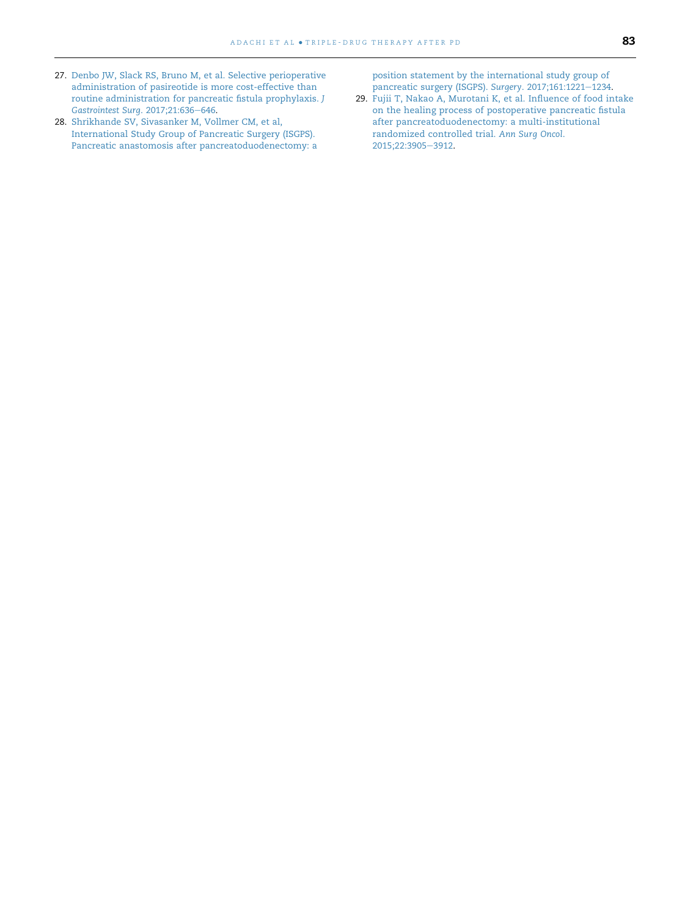27. Denbo JW, Slack RS, Bruno M, et al. Selective perioperative administration of pasireotide is more cost-effective than routine administration for pancreatic fistula prophylaxis. *J Gastrointest Surg*. 2017;21:636–646.
28. Shrikhande SV, Sivasanker M, Vollmer CM, et al, International Study Group of Pancreatic Surgery (ISGPS). Pancreatic anastomosis after pancreatoduodenectomy: a position statement by the international study group of pancreatic surgery (ISGPS). *Surgery*. 2017;161:1221–1234.
29. Fujii T, Nakao A, Murotani K, et al. Influence of food intake on the healing process of postoperative pancreatic fistula after pancreatoduodenectomy: a multi-institutional randomized controlled trial. *Ann Surg Oncol*. 2015;22:3905–3912.